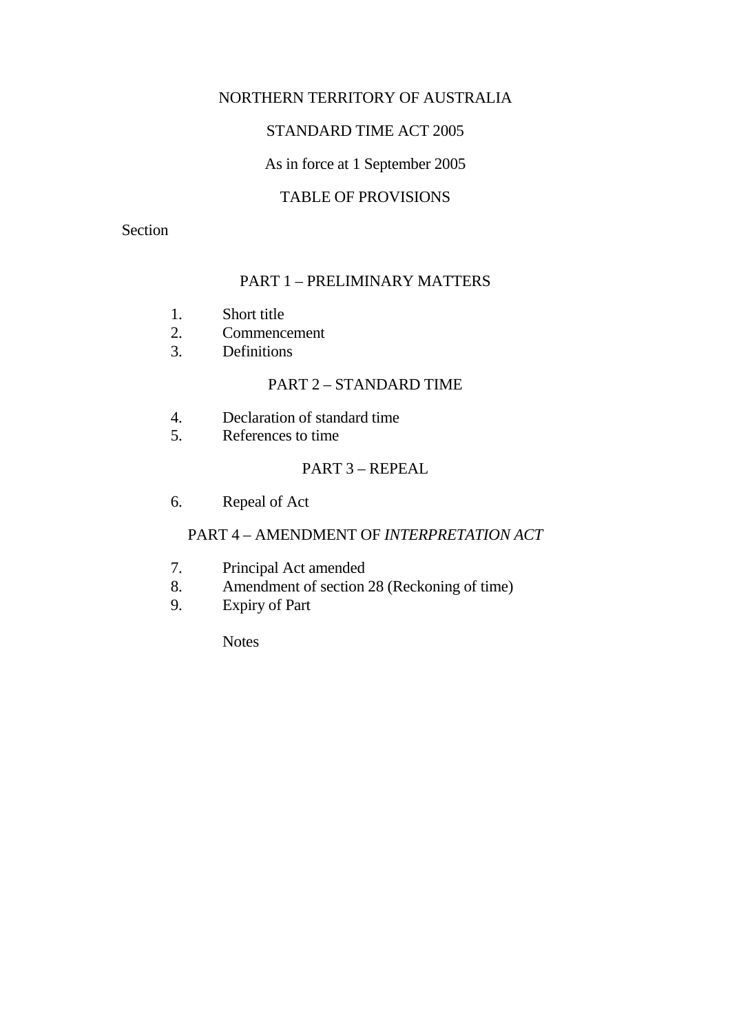# NORTHERN TERRITORY OF AUSTRALIA

## STANDARD TIME ACT 2005

As in force at 1 September 2005

## TABLE OF PROVISIONS

Section

### PART 1 – PRELIMINARY MATTERS

1. Short title
2. Commencement
3. Definitions

### PART 2 – STANDARD TIME

4. Declaration of standard time
5. References to time

### PART 3 – REPEAL

6. Repeal of Act

### PART 4 – AMENDMENT OF *INTERPRETATION ACT*

7. Principal Act amended
8. Amendment of section 28 (Reckoning of time)
9. Expiry of Part

Notes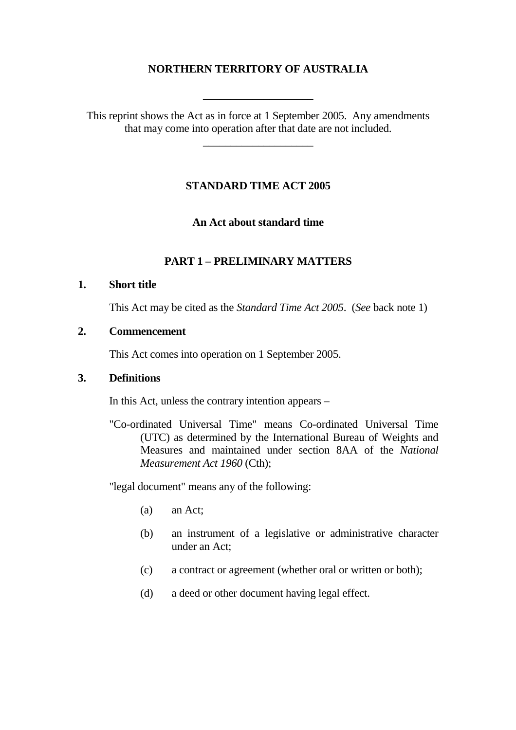**NORTHERN TERRITORY OF AUSTRALIA**

---

This reprint shows the Act as in force at 1 September 2005. Any amendments that may come into operation after that date are not included.

---

# STANDARD TIME ACT 2005

**An Act about standard time**

## PART 1 – PRELIMINARY MATTERS

### 1. Short title

This Act may be cited as the *Standard Time Act 2005*. (*See* back note 1)

### 2. Commencement

This Act comes into operation on 1 September 2005.

### 3. Definitions

In this Act, unless the contrary intention appears –

"Co-ordinated Universal Time" means Co-ordinated Universal Time (UTC) as determined by the International Bureau of Weights and Measures and maintained under section 8AA of the *National Measurement Act 1960* (Cth);

"legal document" means any of the following:

(a) an Act;

(b) an instrument of a legislative or administrative character under an Act;

(c) a contract or agreement (whether oral or written or both);

(d) a deed or other document having legal effect.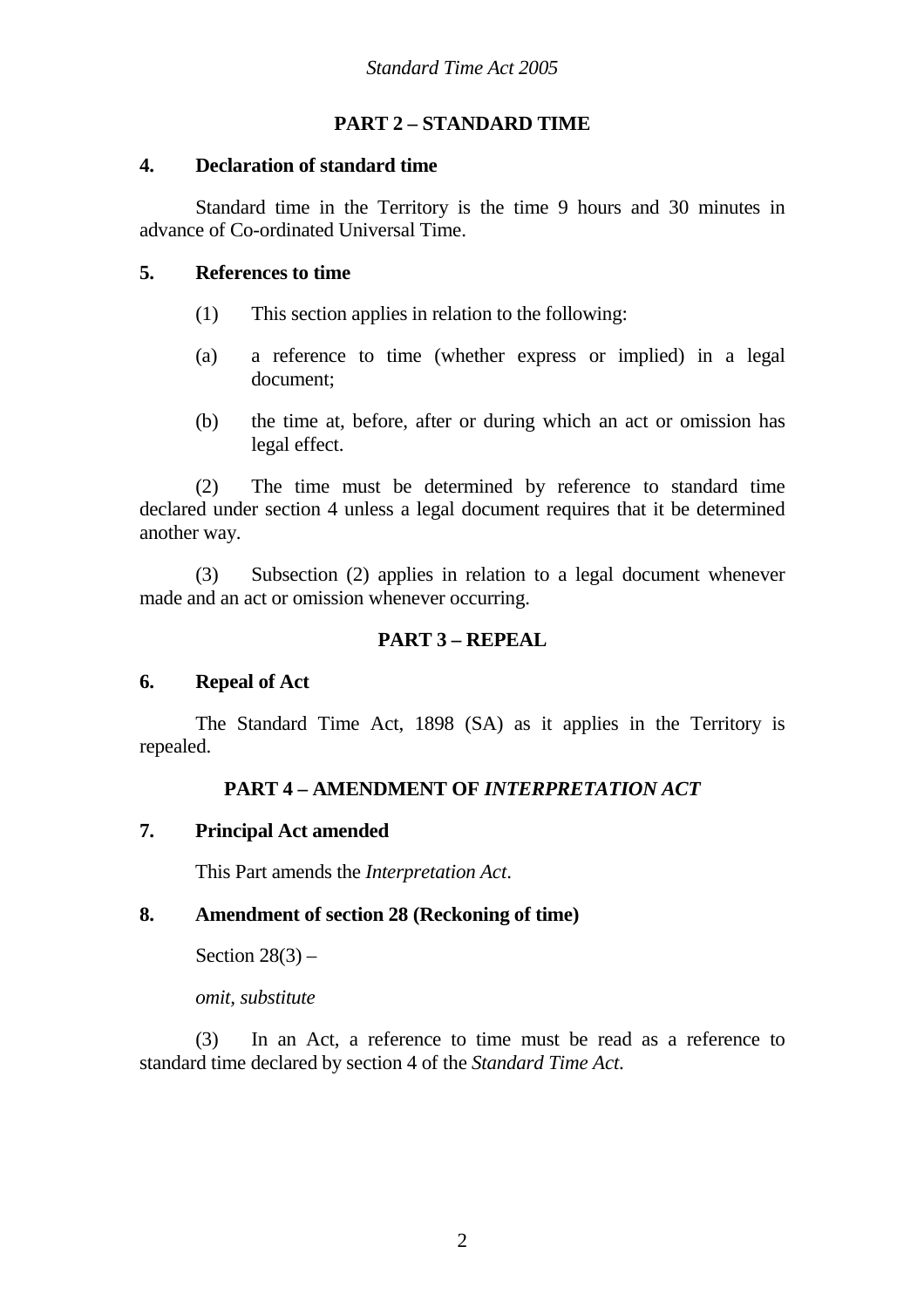## PART 2 – STANDARD TIME

### 4. Declaration of standard time

Standard time in the Territory is the time 9 hours and 30 minutes in advance of Co-ordinated Universal Time.

### 5. References to time

(1) This section applies in relation to the following:

(a) a reference to time (whether express or implied) in a legal document;

(b) the time at, before, after or during which an act or omission has legal effect.

(2) The time must be determined by reference to standard time declared under section 4 unless a legal document requires that it be determined another way.

(3) Subsection (2) applies in relation to a legal document whenever made and an act or omission whenever occurring.

## PART 3 – REPEAL

### 6. Repeal of Act

The Standard Time Act, 1898 (SA) as it applies in the Territory is repealed.

## PART 4 – AMENDMENT OF *INTERPRETATION ACT*

### 7. Principal Act amended

This Part amends the *Interpretation Act*.

### 8. Amendment of section 28 (Reckoning of time)

Section 28(3) –

*omit, substitute*

(3) In an Act, a reference to time must be read as a reference to standard time declared by section 4 of the *Standard Time Act*.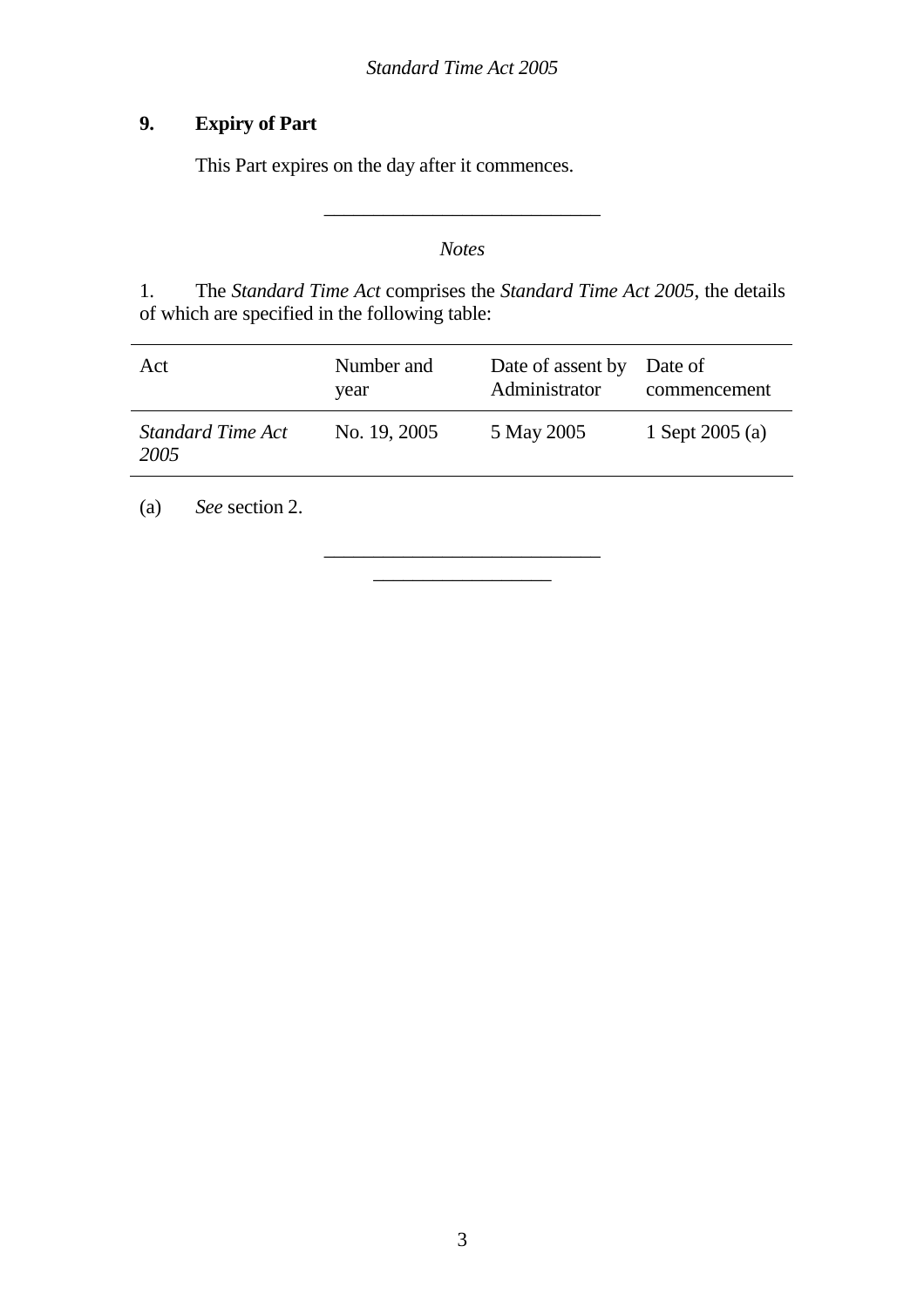## 9. Expiry of Part

This Part expires on the day after it commences.

---

*Notes*

1. The *Standard Time Act* comprises the *Standard Time Act 2005*, the details of which are specified in the following table:

| Act | Number and year | Date of assent by Administrator | Date of commencement |
|---|---|---|---|
| *Standard Time Act 2005* | No. 19, 2005 | 5 May 2005 | 1 Sept 2005 (a) |

(a) *See* section 2.

---